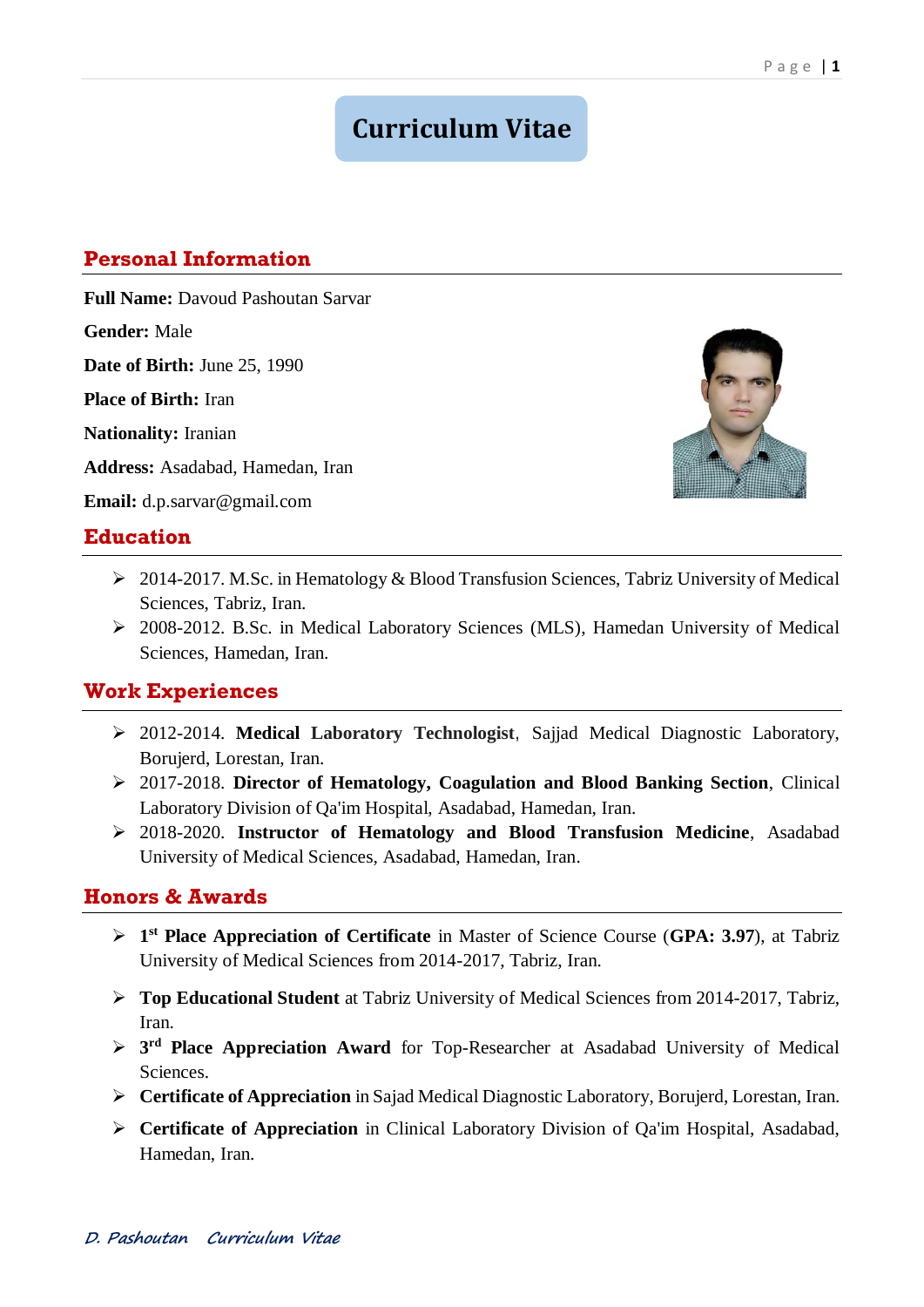# Curriculum Vitae

## Personal Information

**Full Name:** Davoud Pashoutan Sarvar

**Gender:** Male

**Date of Birth:** June 25, 1990

**Place of Birth:** Iran

**Nationality:** Iranian

**Address:** Asadabad, Hamedan, Iran

**Email:** d.p.sarvar@gmail.com

## Education

- 2014-2017. M.Sc. in Hematology & Blood Transfusion Sciences, Tabriz University of Medical Sciences, Tabriz, Iran.
- 2008-2012. B.Sc. in Medical Laboratory Sciences (MLS), Hamedan University of Medical Sciences, Hamedan, Iran.

## Work Experiences

- 2012-2014. **Medical Laboratory Technologist**, Sajjad Medical Diagnostic Laboratory, Borujerd, Lorestan, Iran.
- 2017-2018. **Director of Hematology, Coagulation and Blood Banking Section**, Clinical Laboratory Division of Qa'im Hospital, Asadabad, Hamedan, Iran.
- 2018-2020. **Instructor of Hematology and Blood Transfusion Medicine**, Asadabad University of Medical Sciences, Asadabad, Hamedan, Iran.

## Honors & Awards

- **1st Place Appreciation of Certificate** in Master of Science Course (**GPA: 3.97**), at Tabriz University of Medical Sciences from 2014-2017, Tabriz, Iran.
- **Top Educational Student** at Tabriz University of Medical Sciences from 2014-2017, Tabriz, Iran.
- **3rd Place Appreciation Award** for Top-Researcher at Asadabad University of Medical Sciences.
- **Certificate of Appreciation** in Sajad Medical Diagnostic Laboratory, Borujerd, Lorestan, Iran.
- **Certificate of Appreciation** in Clinical Laboratory Division of Qa'im Hospital, Asadabad, Hamedan, Iran.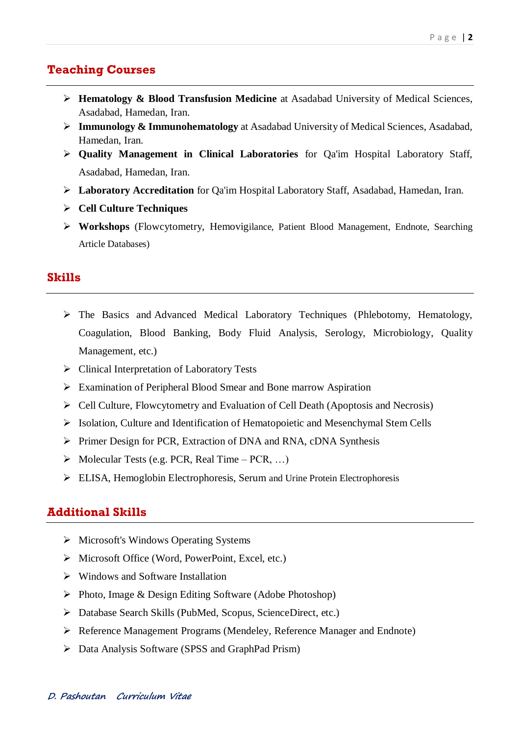## Teaching Courses

- **Hematology & Blood Transfusion Medicine** at Asadabad University of Medical Sciences, Asadabad, Hamedan, Iran.
- **Immunology & Immunohematology** at Asadabad University of Medical Sciences, Asadabad, Hamedan, Iran.
- **Quality Management in Clinical Laboratories** for Qa'im Hospital Laboratory Staff, Asadabad, Hamedan, Iran.
- **Laboratory Accreditation** for Qa'im Hospital Laboratory Staff, Asadabad, Hamedan, Iran.
- **Cell Culture Techniques**
- **Workshops** (Flowcytometry, Hemovigilance, Patient Blood Management, Endnote, Searching Article Databases)

## Skills

- The Basics and Advanced Medical Laboratory Techniques (Phlebotomy, Hematology, Coagulation, Blood Banking, Body Fluid Analysis, Serology, Microbiology, Quality Management, etc.)
- Clinical Interpretation of Laboratory Tests
- Examination of Peripheral Blood Smear and Bone marrow Aspiration
- Cell Culture, Flowcytometry and Evaluation of Cell Death (Apoptosis and Necrosis)
- Isolation, Culture and Identification of Hematopoietic and Mesenchymal Stem Cells
- Primer Design for PCR, Extraction of DNA and RNA, cDNA Synthesis
- Molecular Tests (e.g. PCR, Real Time – PCR, …)
- ELISA, Hemoglobin Electrophoresis, Serum and Urine Protein Electrophoresis

## Additional Skills

- Microsoft's Windows Operating Systems
- Microsoft Office (Word, PowerPoint, Excel, etc.)
- Windows and Software Installation
- Photo, Image & Design Editing Software (Adobe Photoshop)
- Database Search Skills (PubMed, Scopus, ScienceDirect, etc.)
- Reference Management Programs (Mendeley, Reference Manager and Endnote)
- Data Analysis Software (SPSS and GraphPad Prism)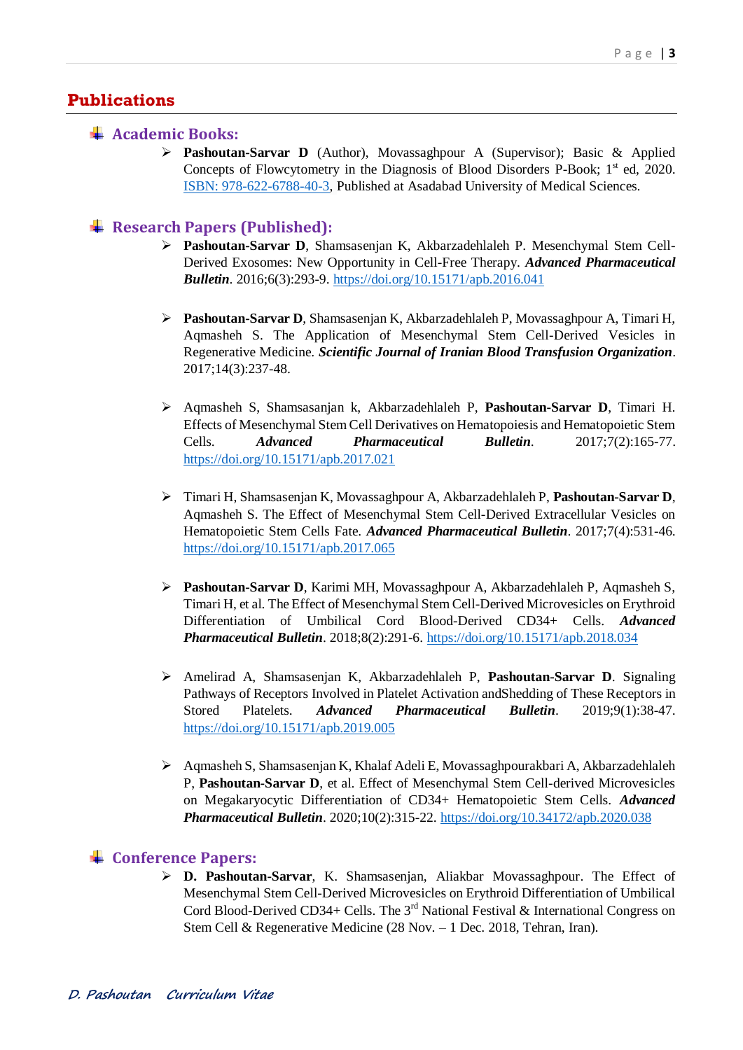## Publications

### Academic Books:

- **Pashoutan-Sarvar D** (Author), Movassaghpour A (Supervisor); Basic & Applied Concepts of Flowcytometry in the Diagnosis of Blood Disorders P-Book; 1st ed, 2020. ISBN: 978-622-6788-40-3, Published at Asadabad University of Medical Sciences.

### Research Papers (Published):

- **Pashoutan-Sarvar D**, Shamsasenjan K, Akbarzadehlaleh P. Mesenchymal Stem Cell-Derived Exosomes: New Opportunity in Cell-Free Therapy. ***Advanced Pharmaceutical Bulletin***. 2016;6(3):293-9. https://doi.org/10.15171/apb.2016.041

- **Pashoutan-Sarvar D**, Shamsasenjan K, Akbarzadehlaleh P, Movassaghpour A, Timari H, Aqmasheh S. The Application of Mesenchymal Stem Cell-Derived Vesicles in Regenerative Medicine. ***Scientific Journal of Iranian Blood Transfusion Organization***. 2017;14(3):237-48.

- Aqmasheh S, Shamsasanjan k, Akbarzadehlaleh P, **Pashoutan-Sarvar D**, Timari H. Effects of Mesenchymal Stem Cell Derivatives on Hematopoiesis and Hematopoietic Stem Cells. ***Advanced Pharmaceutical Bulletin***. 2017;7(2):165-77. https://doi.org/10.15171/apb.2017.021

- Timari H, Shamsasenjan K, Movassaghpour A, Akbarzadehlaleh P, **Pashoutan-Sarvar D**, Aqmasheh S. The Effect of Mesenchymal Stem Cell-Derived Extracellular Vesicles on Hematopoietic Stem Cells Fate. ***Advanced Pharmaceutical Bulletin***. 2017;7(4):531-46. https://doi.org/10.15171/apb.2017.065

- **Pashoutan-Sarvar D**, Karimi MH, Movassaghpour A, Akbarzadehlaleh P, Aqmasheh S, Timari H, et al. The Effect of Mesenchymal Stem Cell-Derived Microvesicles on Erythroid Differentiation of Umbilical Cord Blood-Derived CD34+ Cells. ***Advanced Pharmaceutical Bulletin***. 2018;8(2):291-6. https://doi.org/10.15171/apb.2018.034

- Amelirad A, Shamsasenjan K, Akbarzadehlaleh P, **Pashoutan-Sarvar D**. Signaling Pathways of Receptors Involved in Platelet Activation andShedding of These Receptors in Stored Platelets. ***Advanced Pharmaceutical Bulletin***. 2019;9(1):38-47. https://doi.org/10.15171/apb.2019.005

- Aqmasheh S, Shamsasenjan K, Khalaf Adeli E, Movassaghpourakbari A, Akbarzadehlaleh P, **Pashoutan-Sarvar D**, et al. Effect of Mesenchymal Stem Cell-derived Microvesicles on Megakaryocytic Differentiation of CD34+ Hematopoietic Stem Cells. ***Advanced Pharmaceutical Bulletin***. 2020;10(2):315-22. https://doi.org/10.34172/apb.2020.038

### Conference Papers:

- **D. Pashoutan-Sarvar**, K. Shamsasenjan, Aliakbar Movassaghpour. The Effect of Mesenchymal Stem Cell-Derived Microvesicles on Erythroid Differentiation of Umbilical Cord Blood-Derived CD34+ Cells. The 3rd National Festival & International Congress on Stem Cell & Regenerative Medicine (28 Nov. – 1 Dec. 2018, Tehran, Iran).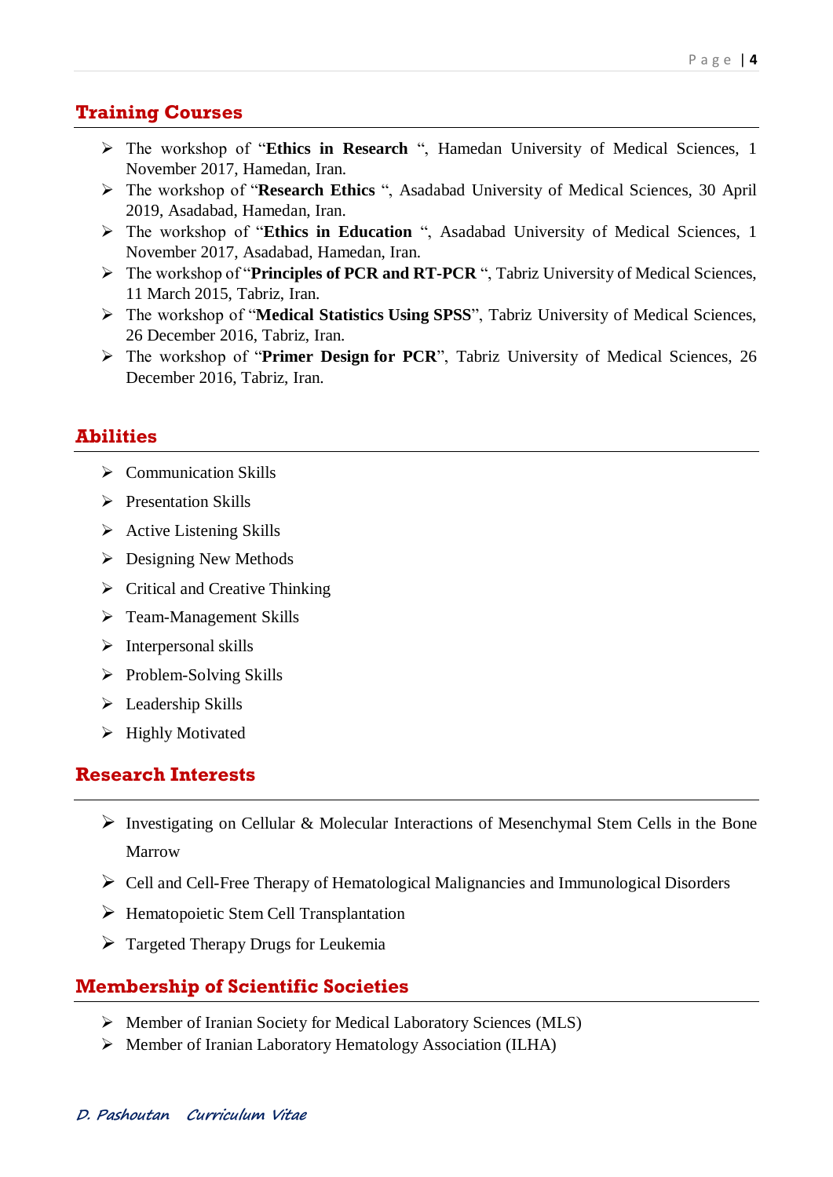## Training Courses

- The workshop of "**Ethics in Research** ", Hamedan University of Medical Sciences, 1 November 2017, Hamedan, Iran.
- The workshop of "**Research Ethics** ", Asadabad University of Medical Sciences, 30 April 2019, Asadabad, Hamedan, Iran.
- The workshop of "**Ethics in Education** ", Asadabad University of Medical Sciences, 1 November 2017, Asadabad, Hamedan, Iran.
- The workshop of "**Principles of PCR and RT-PCR** ", Tabriz University of Medical Sciences, 11 March 2015, Tabriz, Iran.
- The workshop of "**Medical Statistics Using SPSS**", Tabriz University of Medical Sciences, 26 December 2016, Tabriz, Iran.
- The workshop of "**Primer Design for PCR**", Tabriz University of Medical Sciences, 26 December 2016, Tabriz, Iran.

## Abilities

- Communication Skills
- Presentation Skills
- Active Listening Skills
- Designing New Methods
- Critical and Creative Thinking
- Team-Management Skills
- Interpersonal skills
- Problem-Solving Skills
- Leadership Skills
- Highly Motivated

## Research Interests

- Investigating on Cellular & Molecular Interactions of Mesenchymal Stem Cells in the Bone Marrow
- Cell and Cell-Free Therapy of Hematological Malignancies and Immunological Disorders
- Hematopoietic Stem Cell Transplantation
- Targeted Therapy Drugs for Leukemia

## Membership of Scientific Societies

- Member of Iranian Society for Medical Laboratory Sciences (MLS)
- Member of Iranian Laboratory Hematology Association (ILHA)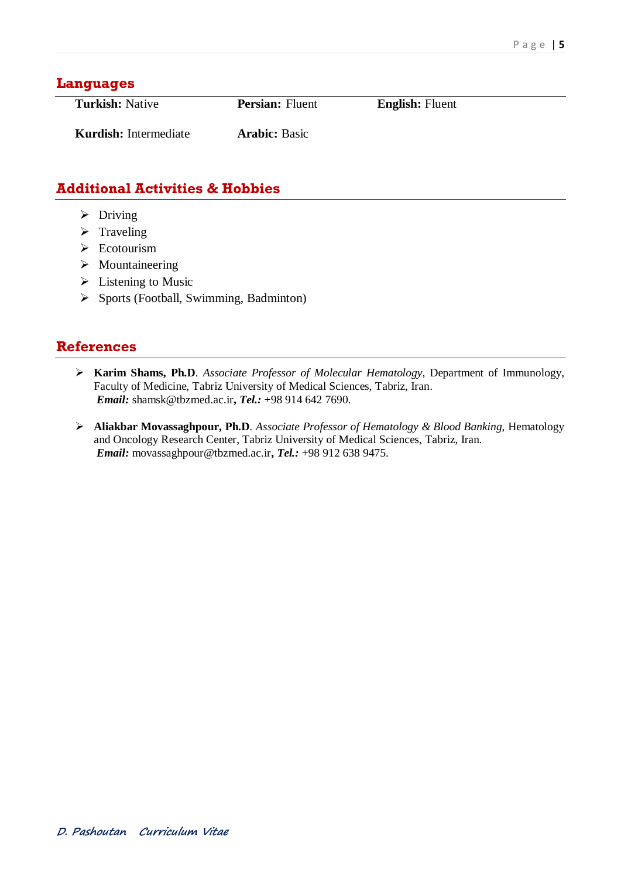## Languages

| | | |
|---|---|---|
| **Turkish:** Native | **Persian:** Fluent | **English:** Fluent |
| **Kurdish:** Intermediate | **Arabic:** Basic | |

## Additional Activities & Hobbies

- Driving
- Traveling
- Ecotourism
- Mountaineering
- Listening to Music
- Sports (Football, Swimming, Badminton)

## References

- **Karim Shams, Ph.D**. *Associate Professor of Molecular Hematology*, Department of Immunology, Faculty of Medicine, Tabriz University of Medical Sciences, Tabriz, Iran.
  ***Email:*** shamsk@tbzmed.ac.ir**,** ***Tel.:*** +98 914 642 7690.

- **Aliakbar Movassaghpour, Ph.D**. *Associate Professor of Hematology & Blood Banking*, Hematology and Oncology Research Center, Tabriz University of Medical Sciences, Tabriz, Iran.
  ***Email:*** movassaghpour@tbzmed.ac.ir**,** ***Tel.:*** +98 912 638 9475.